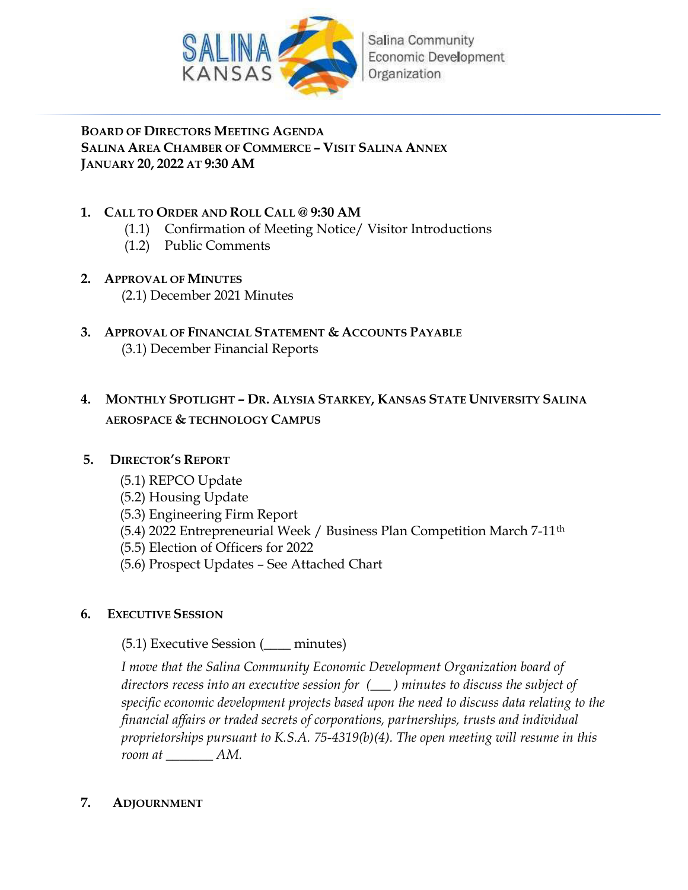SALINA KANSAS | Salina Community Economic Development Organization

**BOARD OF DIRECTORS MEETING AGENDA**
**SALINA AREA CHAMBER OF COMMERCE – VISIT SALINA ANNEX**
**JANUARY 20, 2022 AT 9:30 AM**

1. **CALL TO ORDER AND ROLL CALL @ 9:30 AM**
   - (1.1) Confirmation of Meeting Notice/ Visitor Introductions
   - (1.2) Public Comments

2. **APPROVAL OF MINUTES**
   - (2.1) December 2021 Minutes

3. **APPROVAL OF FINANCIAL STATEMENT & ACCOUNTS PAYABLE**
   - (3.1) December Financial Reports

4. **MONTHLY SPOTLIGHT – DR. ALYSIA STARKEY, KANSAS STATE UNIVERSITY SALINA AEROSPACE & TECHNOLOGY CAMPUS**

5. **DIRECTOR'S REPORT**
   - (5.1) REPCO Update
   - (5.2) Housing Update
   - (5.3) Engineering Firm Report
   - (5.4) 2022 Entrepreneurial Week / Business Plan Competition March 7-11th
   - (5.5) Election of Officers for 2022
   - (5.6) Prospect Updates – See Attached Chart

6. **EXECUTIVE SESSION**

   (5.1) Executive Session (____ minutes)

   *I move that the Salina Community Economic Development Organization board of directors recess into an executive session for (___ ) minutes to discuss the subject of specific economic development projects based upon the need to discuss data relating to the financial affairs or traded secrets of corporations, partnerships, trusts and individual proprietorships pursuant to K.S.A. 75-4319(b)(4). The open meeting will resume in this room at _______ AM.*

7. **ADJOURNMENT**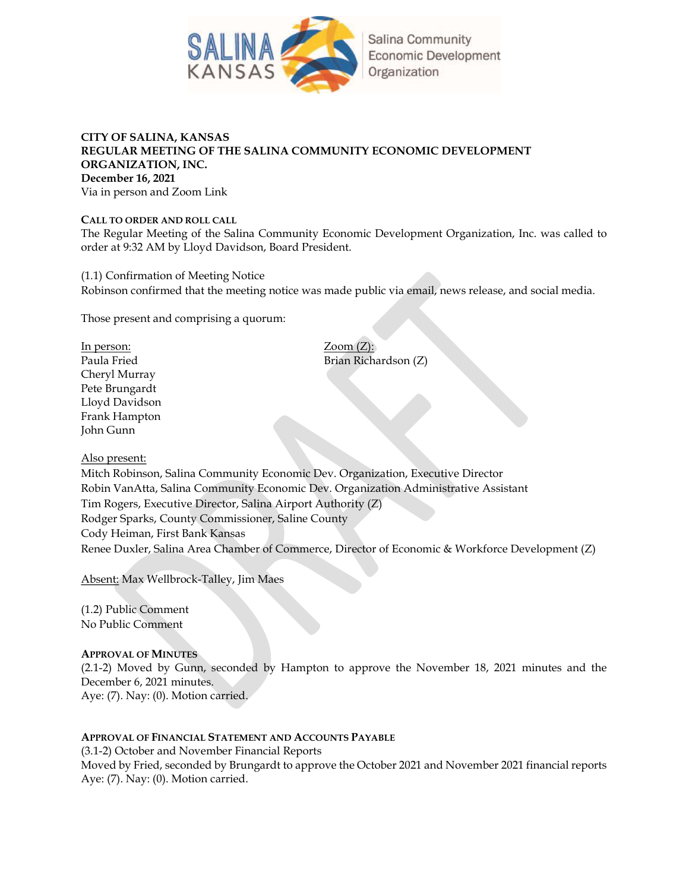**CITY OF SALINA, KANSAS**
**REGULAR MEETING OF THE SALINA COMMUNITY ECONOMIC DEVELOPMENT ORGANIZATION, INC.**
**December 16, 2021**
Via in person and Zoom Link

**CALL TO ORDER AND ROLL CALL**
The Regular Meeting of the Salina Community Economic Development Organization, Inc. was called to order at 9:32 AM by Lloyd Davidson, Board President.

(1.1) Confirmation of Meeting Notice
Robinson confirmed that the meeting notice was made public via email, news release, and social media.

Those present and comprising a quorum:

In person:
Paula Fried
Cheryl Murray
Pete Brungardt
Lloyd Davidson
Frank Hampton
John Gunn

Zoom (Z):
Brian Richardson (Z)

Also present:
Mitch Robinson, Salina Community Economic Dev. Organization, Executive Director
Robin VanAtta, Salina Community Economic Dev. Organization Administrative Assistant
Tim Rogers, Executive Director, Salina Airport Authority (Z)
Rodger Sparks, County Commissioner, Saline County
Cody Heiman, First Bank Kansas
Renee Duxler, Salina Area Chamber of Commerce, Director of Economic & Workforce Development (Z)

Absent: Max Wellbrock-Talley, Jim Maes

(1.2) Public Comment
No Public Comment

**APPROVAL OF MINUTES**
(2.1-2) Moved by Gunn, seconded by Hampton to approve the November 18, 2021 minutes and the December 6, 2021 minutes.
Aye: (7). Nay: (0). Motion carried.

**APPROVAL OF FINANCIAL STATEMENT AND ACCOUNTS PAYABLE**
(3.1-2) October and November Financial Reports
Moved by Fried, seconded by Brungardt to approve the October 2021 and November 2021 financial reports
Aye: (7). Nay: (0). Motion carried.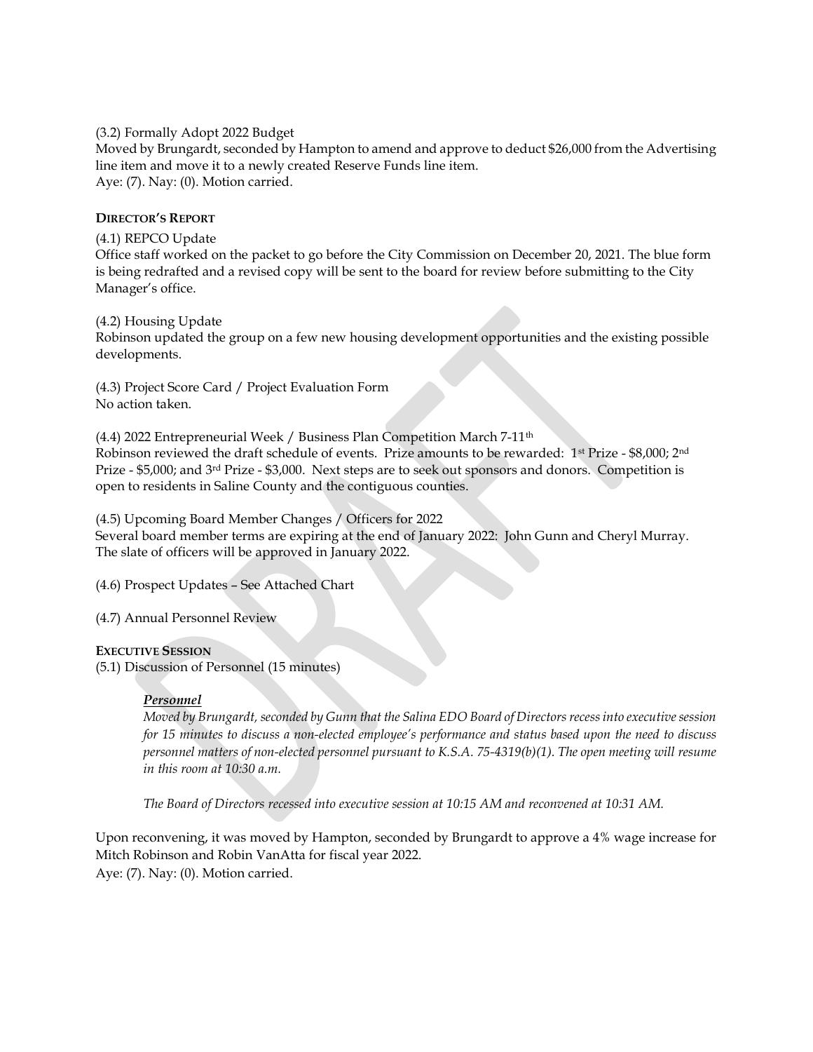(3.2) Formally Adopt 2022 Budget
Moved by Brungardt, seconded by Hampton to amend and approve to deduct $26,000 from the Advertising line item and move it to a newly created Reserve Funds line item.
Aye: (7). Nay: (0). Motion carried.

**DIRECTOR'S REPORT**

(4.1) REPCO Update
Office staff worked on the packet to go before the City Commission on December 20, 2021. The blue form is being redrafted and a revised copy will be sent to the board for review before submitting to the City Manager's office.

(4.2) Housing Update
Robinson updated the group on a few new housing development opportunities and the existing possible developments.

(4.3) Project Score Card / Project Evaluation Form
No action taken.

(4.4) 2022 Entrepreneurial Week / Business Plan Competition March 7-11th
Robinson reviewed the draft schedule of events. Prize amounts to be rewarded: 1st Prize - $8,000; 2nd Prize - $5,000; and 3rd Prize - $3,000. Next steps are to seek out sponsors and donors. Competition is open to residents in Saline County and the contiguous counties.

(4.5) Upcoming Board Member Changes / Officers for 2022
Several board member terms are expiring at the end of January 2022: John Gunn and Cheryl Murray. The slate of officers will be approved in January 2022.

(4.6) Prospect Updates – See Attached Chart

(4.7) Annual Personnel Review

**EXECUTIVE SESSION**
(5.1) Discussion of Personnel (15 minutes)

> ***Personnel***
> *Moved by Brungardt, seconded by Gunn that the Salina EDO Board of Directors recess into executive session for 15 minutes to discuss a non-elected employee's performance and status based upon the need to discuss personnel matters of non-elected personnel pursuant to K.S.A. 75-4319(b)(1). The open meeting will resume in this room at 10:30 a.m.*
>
> *The Board of Directors recessed into executive session at 10:15 AM and reconvened at 10:31 AM.*

Upon reconvening, it was moved by Hampton, seconded by Brungardt to approve a 4% wage increase for Mitch Robinson and Robin VanAtta for fiscal year 2022.
Aye: (7). Nay: (0). Motion carried.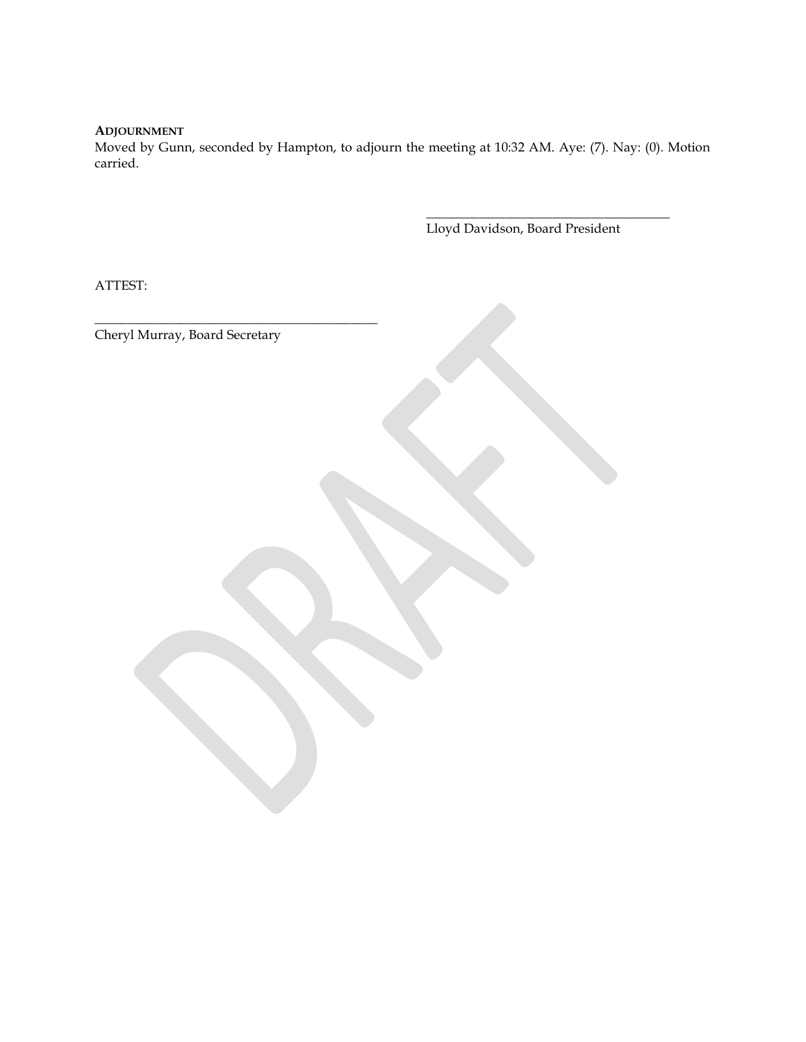**ADJOURNMENT**

Moved by Gunn, seconded by Hampton, to adjourn the meeting at 10:32 AM. Aye: (7). Nay: (0). Motion carried.

\_\_\_\_\_\_\_\_\_\_\_\_\_\_\_\_\_\_\_\_\_\_\_\_\_\_\_\_\_\_\_\_\_\_\_\_\_\_
Lloyd Davidson, Board President

ATTEST:

\_\_\_\_\_\_\_\_\_\_\_\_\_\_\_\_\_\_\_\_\_\_\_\_\_\_\_\_\_\_\_\_\_\_\_\_\_\_\_\_\_\_\_\_
Cheryl Murray, Board Secretary

DRAFT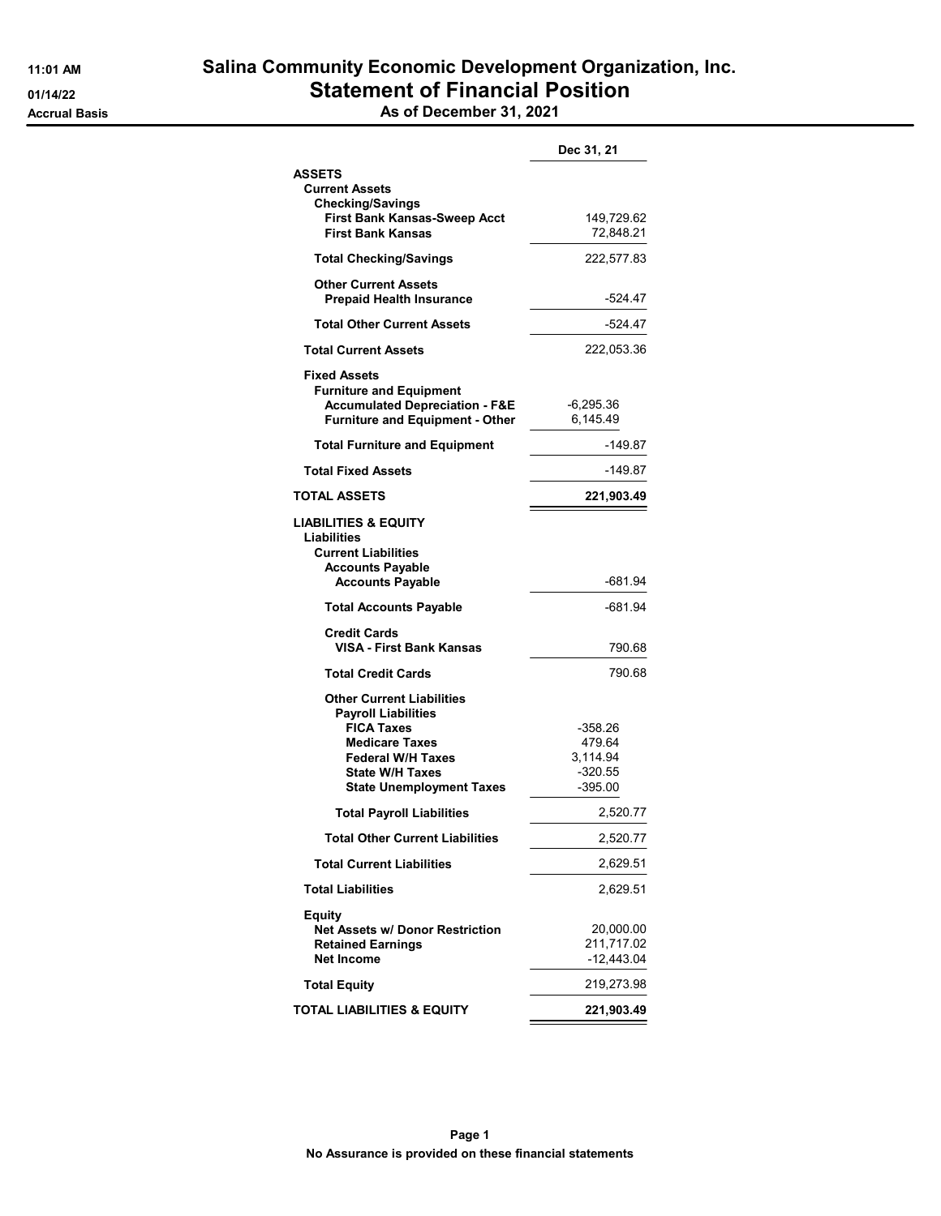# Salina Community Economic Development Organization, Inc.

## Statement of Financial Position

### As of December 31, 2021

11:01 AM
01/14/22
Accrual Basis

| | | Dec 31, 21 |
|---|---|---|
| **ASSETS** | | |
| **Current Assets** | | |
| **Checking/Savings** | | |
| **First Bank Kansas-Sweep Acct** | | 149,729.62 |
| **First Bank Kansas** | | 72,848.21 |
| **Total Checking/Savings** | | 222,577.83 |
| **Other Current Assets** | | |
| **Prepaid Health Insurance** | | -524.47 |
| **Total Other Current Assets** | | -524.47 |
| **Total Current Assets** | | 222,053.36 |
| **Fixed Assets** | | |
| **Furniture and Equipment** | | |
| **Accumulated Depreciation - F&E** | -6,295.36 | |
| **Furniture and Equipment - Other** | 6,145.49 | |
| **Total Furniture and Equipment** | | -149.87 |
| **Total Fixed Assets** | | -149.87 |
| **TOTAL ASSETS** | | **221,903.49** |
| **LIABILITIES & EQUITY** | | |
| **Liabilities** | | |
| **Current Liabilities** | | |
| **Accounts Payable** | | |
| **Accounts Payable** | | -681.94 |
| **Total Accounts Payable** | | -681.94 |
| **Credit Cards** | | |
| **VISA - First Bank Kansas** | | 790.68 |
| **Total Credit Cards** | | 790.68 |
| **Other Current Liabilities** | | |
| **Payroll Liabilities** | | |
| **FICA Taxes** | -358.26 | |
| **Medicare Taxes** | 479.64 | |
| **Federal W/H Taxes** | 3,114.94 | |
| **State W/H Taxes** | -320.55 | |
| **State Unemployment Taxes** | -395.00 | |
| **Total Payroll Liabilities** | | 2,520.77 |
| **Total Other Current Liabilities** | | 2,520.77 |
| **Total Current Liabilities** | | 2,629.51 |
| **Total Liabilities** | | 2,629.51 |
| **Equity** | | |
| **Net Assets w/ Donor Restriction** | | 20,000.00 |
| **Retained Earnings** | | 211,717.02 |
| **Net Income** | | -12,443.04 |
| **Total Equity** | | 219,273.98 |
| **TOTAL LIABILITIES & EQUITY** | | **221,903.49** |

**No Assurance is provided on these financial statements**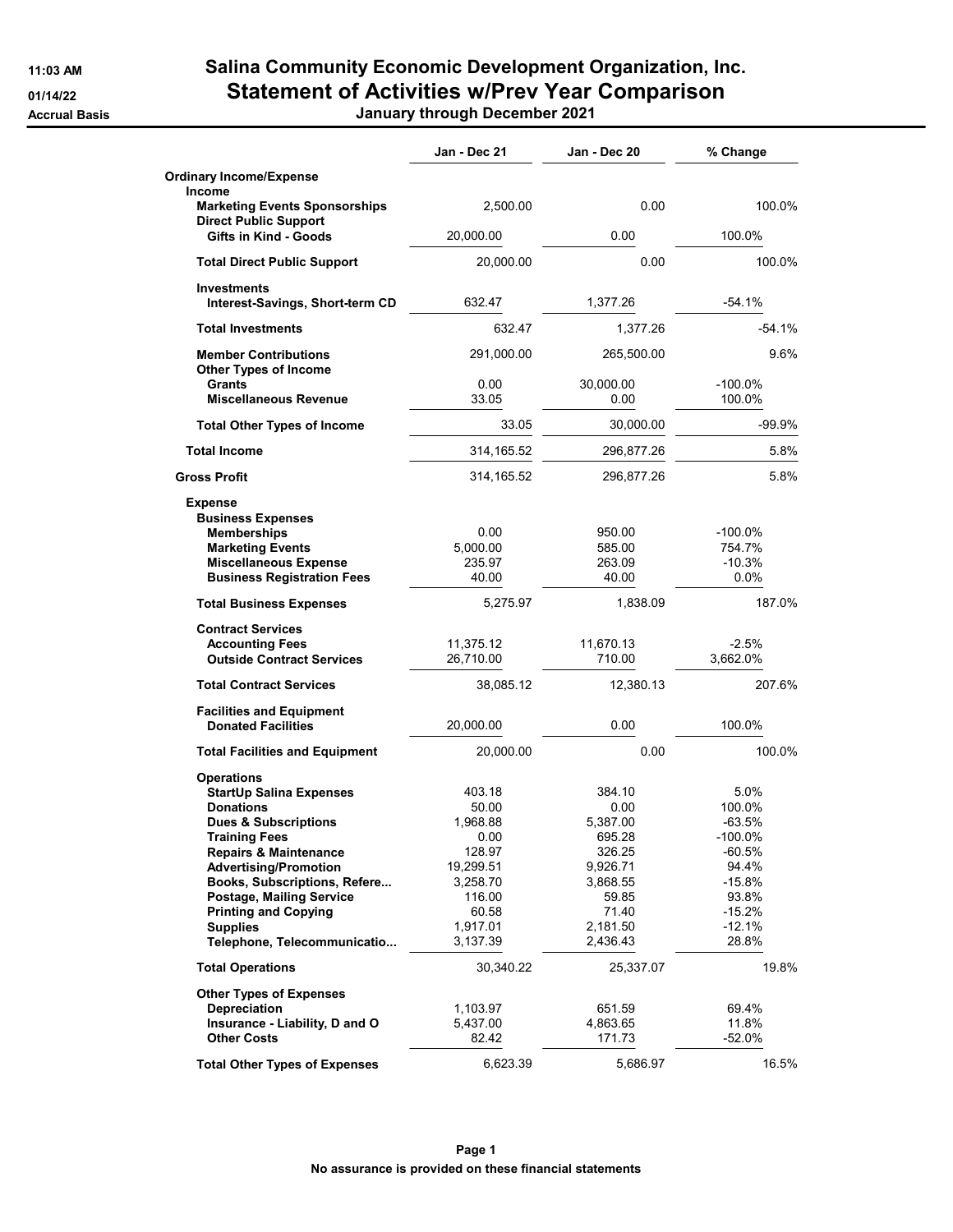# Salina Community Economic Development Organization, Inc.
## Statement of Activities w/Prev Year Comparison
### January through December 2021

11:03 AM
01/14/22
Accrual Basis

| | Jan - Dec 21 | Jan - Dec 20 | % Change |
|---|---|---|---|
| **Ordinary Income/Expense** | | | |
| **Income** | | | |
| **Marketing Events Sponsorships** | 2,500.00 | 0.00 | 100.0% |
| **Direct Public Support** | | | |
| **Gifts in Kind - Goods** | 20,000.00 | 0.00 | 100.0% |
| **Total Direct Public Support** | 20,000.00 | 0.00 | 100.0% |
| **Investments** | | | |
| **Interest-Savings, Short-term CD** | 632.47 | 1,377.26 | -54.1% |
| **Total Investments** | 632.47 | 1,377.26 | -54.1% |
| **Member Contributions** | 291,000.00 | 265,500.00 | 9.6% |
| **Other Types of Income** | | | |
| **Grants** | 0.00 | 30,000.00 | -100.0% |
| **Miscellaneous Revenue** | 33.05 | 0.00 | 100.0% |
| **Total Other Types of Income** | 33.05 | 30,000.00 | -99.9% |
| **Total Income** | 314,165.52 | 296,877.26 | 5.8% |
| **Gross Profit** | 314,165.52 | 296,877.26 | 5.8% |
| **Expense** | | | |
| **Business Expenses** | | | |
| **Memberships** | 0.00 | 950.00 | -100.0% |
| **Marketing Events** | 5,000.00 | 585.00 | 754.7% |
| **Miscellaneous Expense** | 235.97 | 263.09 | -10.3% |
| **Business Registration Fees** | 40.00 | 40.00 | 0.0% |
| **Total Business Expenses** | 5,275.97 | 1,838.09 | 187.0% |
| **Contract Services** | | | |
| **Accounting Fees** | 11,375.12 | 11,670.13 | -2.5% |
| **Outside Contract Services** | 26,710.00 | 710.00 | 3,662.0% |
| **Total Contract Services** | 38,085.12 | 12,380.13 | 207.6% |
| **Facilities and Equipment** | | | |
| **Donated Facilities** | 20,000.00 | 0.00 | 100.0% |
| **Total Facilities and Equipment** | 20,000.00 | 0.00 | 100.0% |
| **Operations** | | | |
| **StartUp Salina Expenses** | 403.18 | 384.10 | 5.0% |
| **Donations** | 50.00 | 0.00 | 100.0% |
| **Dues & Subscriptions** | 1,968.88 | 5,387.00 | -63.5% |
| **Training Fees** | 0.00 | 695.28 | -100.0% |
| **Repairs & Maintenance** | 128.97 | 326.25 | -60.5% |
| **Advertising/Promotion** | 19,299.51 | 9,926.71 | 94.4% |
| **Books, Subscriptions, Refere...** | 3,258.70 | 3,868.55 | -15.8% |
| **Postage, Mailing Service** | 116.00 | 59.85 | 93.8% |
| **Printing and Copying** | 60.58 | 71.40 | -15.2% |
| **Supplies** | 1,917.01 | 2,181.50 | -12.1% |
| **Telephone, Telecommunicatio...** | 3,137.39 | 2,436.43 | 28.8% |
| **Total Operations** | 30,340.22 | 25,337.07 | 19.8% |
| **Other Types of Expenses** | | | |
| **Depreciation** | 1,103.97 | 651.59 | 69.4% |
| **Insurance - Liability, D and O** | 5,437.00 | 4,863.65 | 11.8% |
| **Other Costs** | 82.42 | 171.73 | -52.0% |
| **Total Other Types of Expenses** | 6,623.39 | 5,686.97 | 16.5% |

**No assurance is provided on these financial statements**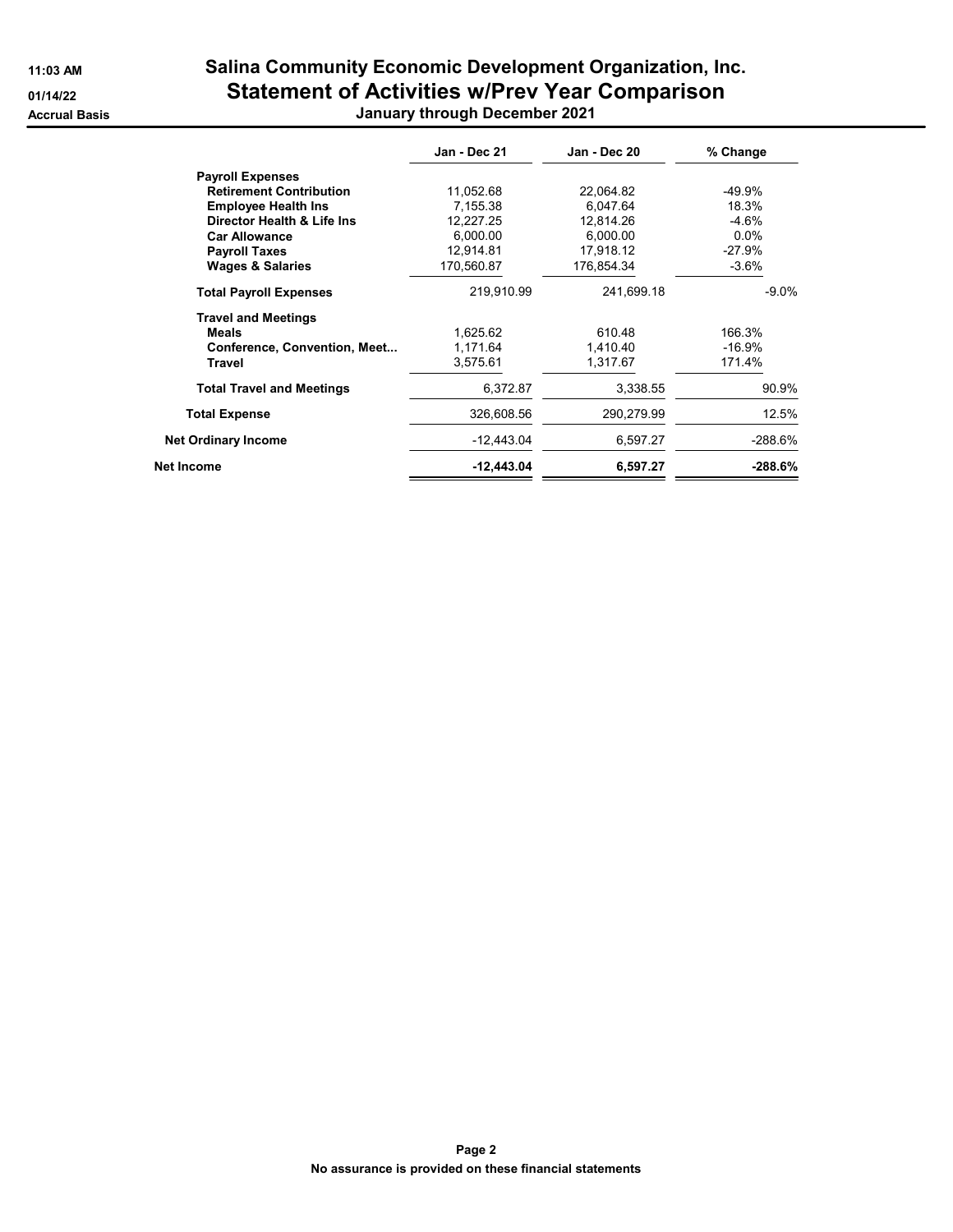# Salina Community Economic Development Organization, Inc.

## Statement of Activities w/Prev Year Comparison

**January through December 2021**

11:03 AM
01/14/22
Accrual Basis

| | Jan - Dec 21 | Jan - Dec 20 | % Change |
|---|---|---|---|
| **Payroll Expenses** | | | |
| **Retirement Contribution** | 11,052.68 | 22,064.82 | -49.9% |
| **Employee Health Ins** | 7,155.38 | 6,047.64 | 18.3% |
| **Director Health & Life Ins** | 12,227.25 | 12,814.26 | -4.6% |
| **Car Allowance** | 6,000.00 | 6,000.00 | 0.0% |
| **Payroll Taxes** | 12,914.81 | 17,918.12 | -27.9% |
| **Wages & Salaries** | 170,560.87 | 176,854.34 | -3.6% |
| **Total Payroll Expenses** | 219,910.99 | 241,699.18 | -9.0% |
| **Travel and Meetings** | | | |
| **Meals** | 1,625.62 | 610.48 | 166.3% |
| **Conference, Convention, Meet...** | 1,171.64 | 1,410.40 | -16.9% |
| **Travel** | 3,575.61 | 1,317.67 | 171.4% |
| **Total Travel and Meetings** | 6,372.87 | 3,338.55 | 90.9% |
| **Total Expense** | 326,608.56 | 290,279.99 | 12.5% |
| **Net Ordinary Income** | -12,443.04 | 6,597.27 | -288.6% |
| **Net Income** | **-12,443.04** | **6,597.27** | **-288.6%** |

**No assurance is provided on these financial statements**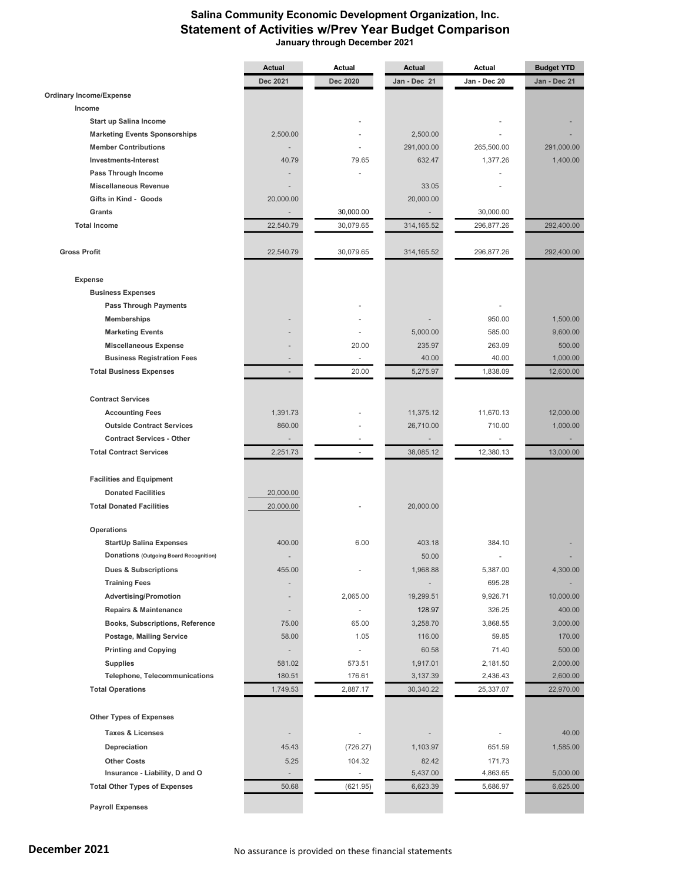# Salina Community Economic Development Organization, Inc.
## Statement of Activities w/Prev Year Budget Comparison
### January through December 2021

| | Actual Dec 2021 | Actual Dec 2020 | Actual Jan - Dec 21 | Actual Jan - Dec 20 | Budget YTD Jan - Dec 21 |
|---|---|---|---|---|---|
| **Ordinary Income/Expense** | | | | | |
| **Income** | | | | | |
| Start up Salina Income | | - | | - | - |
| Marketing Events Sponsorships | 2,500.00 | - | 2,500.00 | - | - |
| Member Contributions | - | - | 291,000.00 | 265,500.00 | 291,000.00 |
| Investments-Interest | 40.79 | 79.65 | 632.47 | 1,377.26 | 1,400.00 |
| Pass Through Income | - | - | | - | |
| Miscellaneous Revenue | - | | 33.05 | - | |
| Gifts in Kind - Goods | 20,000.00 | | 20,000.00 | | |
| Grants | - | 30,000.00 | - | 30,000.00 | |
| **Total Income** | 22,540.79 | 30,079.65 | 314,165.52 | 296,877.26 | 292,400.00 |
| **Gross Profit** | 22,540.79 | 30,079.65 | 314,165.52 | 296,877.26 | 292,400.00 |
| **Expense** | | | | | |
| **Business Expenses** | | | | | |
| Pass Through Payments | | - | | - | |
| Memberships | - | - | - | 950.00 | 1,500.00 |
| Marketing Events | - | - | 5,000.00 | 585.00 | 9,600.00 |
| Miscellaneous Expense | - | 20.00 | 235.97 | 263.09 | 500.00 |
| Business Registration Fees | - | - | 40.00 | 40.00 | 1,000.00 |
| **Total Business Expenses** | - | 20.00 | 5,275.97 | 1,838.09 | 12,600.00 |
| **Contract Services** | | | | | |
| Accounting Fees | 1,391.73 | - | 11,375.12 | 11,670.13 | 12,000.00 |
| Outside Contract Services | 860.00 | - | 26,710.00 | 710.00 | 1,000.00 |
| Contract Services - Other | - | - | - | - | - |
| **Total Contract Services** | 2,251.73 | - | 38,085.12 | 12,380.13 | 13,000.00 |
| **Facilities and Equipment** | | | | | |
| Donated Facilities | 20,000.00 | | | | |
| **Total Donated Facilities** | 20,000.00 | - | 20,000.00 | | |
| **Operations** | | | | | |
| StartUp Salina Expenses | 400.00 | 6.00 | 403.18 | 384.10 | - |
| Donations (Outgoing Board Recognition) | - | | 50.00 | - | - |
| Dues & Subscriptions | 455.00 | - | 1,968.88 | 5,387.00 | 4,300.00 |
| Training Fees | - | | - | 695.28 | - |
| Advertising/Promotion | - | 2,065.00 | 19,299.51 | 9,926.71 | 10,000.00 |
| Repairs & Maintenance | - | - | 128.97 | 326.25 | 400.00 |
| Books, Subscriptions, Reference | 75.00 | 65.00 | 3,258.70 | 3,868.55 | 3,000.00 |
| Postage, Mailing Service | 58.00 | 1.05 | 116.00 | 59.85 | 170.00 |
| Printing and Copying | - | - | 60.58 | 71.40 | 500.00 |
| Supplies | 581.02 | 573.51 | 1,917.01 | 2,181.50 | 2,000.00 |
| Telephone, Telecommunications | 180.51 | 176.61 | 3,137.39 | 2,436.43 | 2,600.00 |
| **Total Operations** | 1,749.53 | 2,887.17 | 30,340.22 | 25,337.07 | 22,970.00 |
| **Other Types of Expenses** | | | | | |
| Taxes & Licenses | - | - | - | - | 40.00 |
| Depreciation | 45.43 | (726.27) | 1,103.97 | 651.59 | 1,585.00 |
| Other Costs | 5.25 | 104.32 | 82.42 | 171.73 | |
| Insurance - Liability, D and O | - | - | 5,437.00 | 4,863.65 | 5,000.00 |
| **Total Other Types of Expenses** | 50.68 | (621.95) | 6,623.39 | 5,686.97 | 6,625.00 |
| **Payroll Expenses** | | | | | |

**December 2021**

No assurance is provided on these financial statements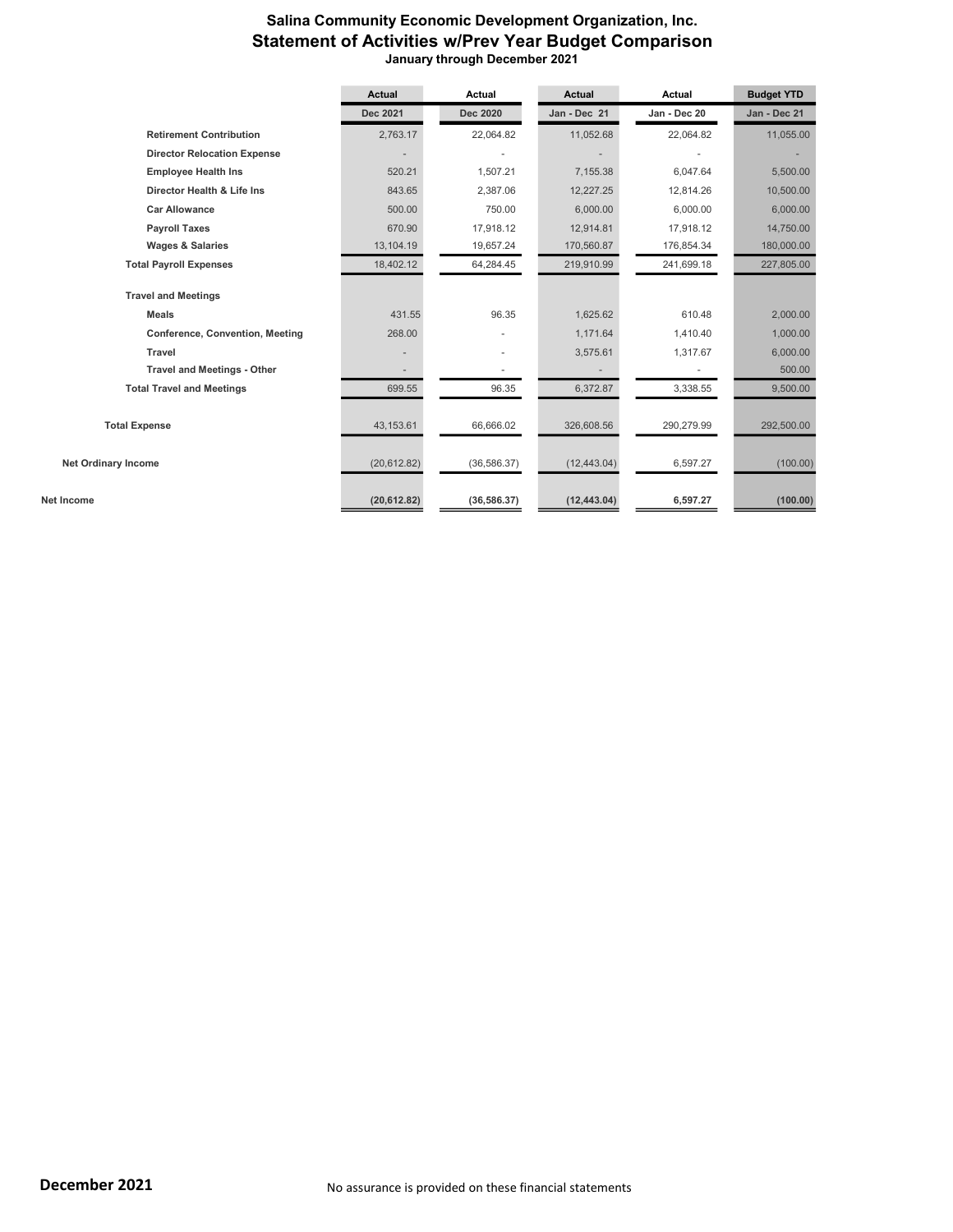# Salina Community Economic Development Organization, Inc.
## Statement of Activities w/Prev Year Budget Comparison
### January through December 2021

| | Actual | Actual | Actual | Actual | Budget YTD |
|---|---|---|---|---|---|
| | Dec 2021 | Dec 2020 | Jan - Dec 21 | Jan - Dec 20 | Jan - Dec 21 |
| Retirement Contribution | 2,763.17 | 22,064.82 | 11,052.68 | 22,064.82 | 11,055.00 |
| Director Relocation Expense | - | - | - | - | - |
| Employee Health Ins | 520.21 | 1,507.21 | 7,155.38 | 6,047.64 | 5,500.00 |
| Director Health & Life Ins | 843.65 | 2,387.06 | 12,227.25 | 12,814.26 | 10,500.00 |
| Car Allowance | 500.00 | 750.00 | 6,000.00 | 6,000.00 | 6,000.00 |
| Payroll Taxes | 670.90 | 17,918.12 | 12,914.81 | 17,918.12 | 14,750.00 |
| Wages & Salaries | 13,104.19 | 19,657.24 | 170,560.87 | 176,854.34 | 180,000.00 |
| Total Payroll Expenses | 18,402.12 | 64,284.45 | 219,910.99 | 241,699.18 | 227,805.00 |
| Travel and Meetings | | | | | |
| Meals | 431.55 | 96.35 | 1,625.62 | 610.48 | 2,000.00 |
| Conference, Convention, Meeting | 268.00 | - | 1,171.64 | 1,410.40 | 1,000.00 |
| Travel | - | - | 3,575.61 | 1,317.67 | 6,000.00 |
| Travel and Meetings - Other | - | - | - | - | 500.00 |
| Total Travel and Meetings | 699.55 | 96.35 | 6,372.87 | 3,338.55 | 9,500.00 |
| Total Expense | 43,153.61 | 66,666.02 | 326,608.56 | 290,279.99 | 292,500.00 |
| Net Ordinary Income | (20,612.82) | (36,586.37) | (12,443.04) | 6,597.27 | (100.00) |
| **Net Income** | **(20,612.82)** | **(36,586.37)** | **(12,443.04)** | **6,597.27** | **(100.00)** |

**December 2021**

No assurance is provided on these financial statements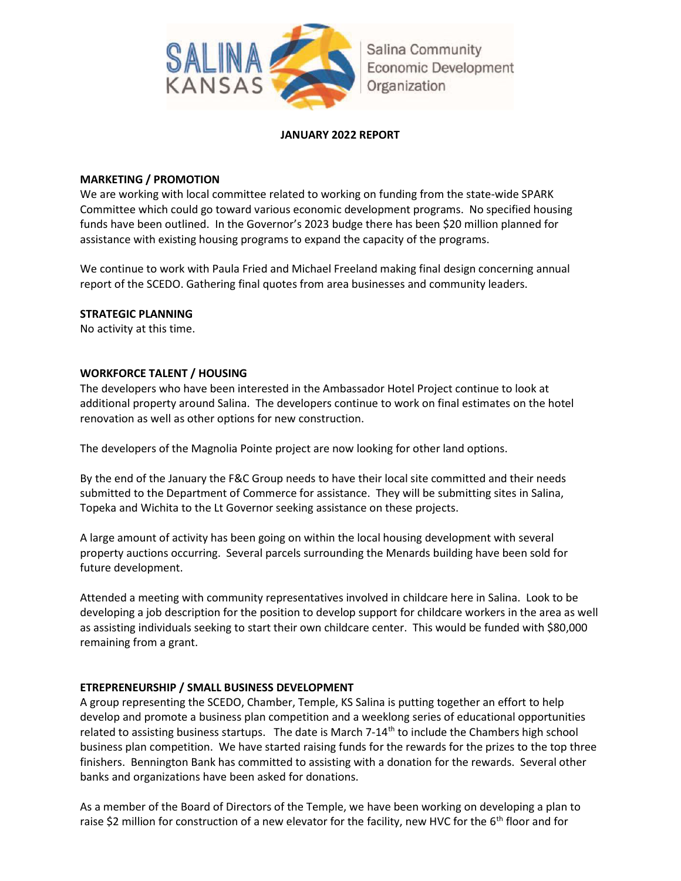Salina Community Economic Development Organization

**JANUARY 2022 REPORT**

**MARKETING / PROMOTION**

We are working with local committee related to working on funding from the state-wide SPARK Committee which could go toward various economic development programs. No specified housing funds have been outlined. In the Governor's 2023 budge there has been $20 million planned for assistance with existing housing programs to expand the capacity of the programs.

We continue to work with Paula Fried and Michael Freeland making final design concerning annual report of the SCEDO. Gathering final quotes from area businesses and community leaders.

**STRATEGIC PLANNING**

No activity at this time.

**WORKFORCE TALENT / HOUSING**

The developers who have been interested in the Ambassador Hotel Project continue to look at additional property around Salina. The developers continue to work on final estimates on the hotel renovation as well as other options for new construction.

The developers of the Magnolia Pointe project are now looking for other land options.

By the end of the January the F&C Group needs to have their local site committed and their needs submitted to the Department of Commerce for assistance. They will be submitting sites in Salina, Topeka and Wichita to the Lt Governor seeking assistance on these projects.

A large amount of activity has been going on within the local housing development with several property auctions occurring. Several parcels surrounding the Menards building have been sold for future development.

Attended a meeting with community representatives involved in childcare here in Salina. Look to be developing a job description for the position to develop support for childcare workers in the area as well as assisting individuals seeking to start their own childcare center. This would be funded with $80,000 remaining from a grant.

**ETREPRENEURSHIP / SMALL BUSINESS DEVELOPMENT**

A group representing the SCEDO, Chamber, Temple, KS Salina is putting together an effort to help develop and promote a business plan competition and a weeklong series of educational opportunities related to assisting business startups. The date is March 7-14th to include the Chambers high school business plan competition. We have started raising funds for the rewards for the prizes to the top three finishers. Bennington Bank has committed to assisting with a donation for the rewards. Several other banks and organizations have been asked for donations.

As a member of the Board of Directors of the Temple, we have been working on developing a plan to raise $2 million for construction of a new elevator for the facility, new HVC for the 6th floor and for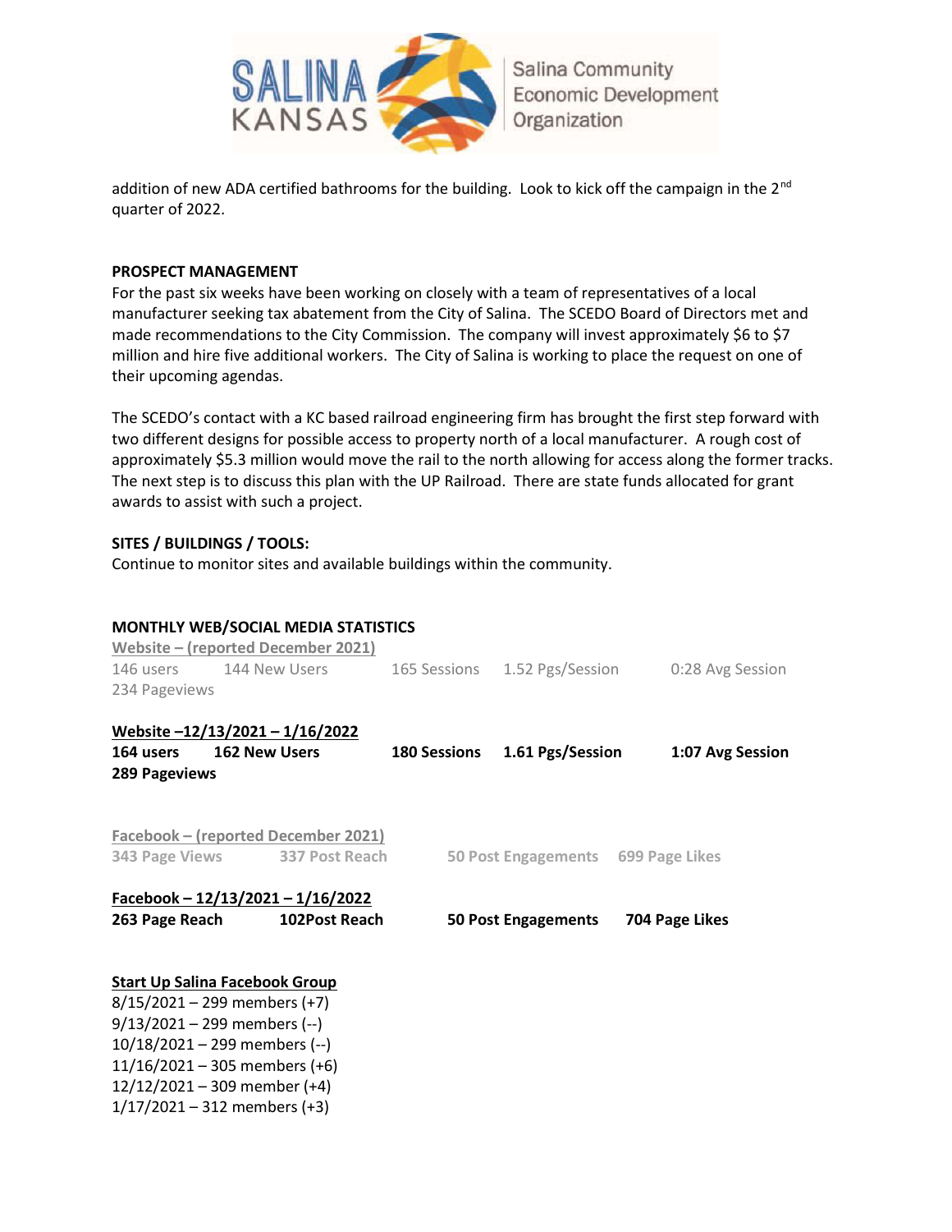addition of new ADA certified bathrooms for the building. Look to kick off the campaign in the 2nd quarter of 2022.

**PROSPECT MANAGEMENT**

For the past six weeks have been working on closely with a team of representatives of a local manufacturer seeking tax abatement from the City of Salina. The SCEDO Board of Directors met and made recommendations to the City Commission. The company will invest approximately $6 to $7 million and hire five additional workers. The City of Salina is working to place the request on one of their upcoming agendas.

The SCEDO's contact with a KC based railroad engineering firm has brought the first step forward with two different designs for possible access to property north of a local manufacturer. A rough cost of approximately $5.3 million would move the rail to the north allowing for access along the former tracks. The next step is to discuss this plan with the UP Railroad. There are state funds allocated for grant awards to assist with such a project.

**SITES / BUILDINGS / TOOLS:**

Continue to monitor sites and available buildings within the community.

**MONTHLY WEB/SOCIAL MEDIA STATISTICS**

Website – (reported December 2021)

146 users 144 New Users 165 Sessions 1.52 Pgs/Session 0:28 Avg Session
234 Pageviews

**Website –12/13/2021 – 1/16/2022**

**164 users 162 New Users 180 Sessions 1.61 Pgs/Session 1:07 Avg Session**
**289 Pageviews**

**Facebook – (reported December 2021)**

**343 Page Views 337 Post Reach 50 Post Engagements 699 Page Likes**

**Facebook – 12/13/2021 – 1/16/2022**

**263 Page Reach 102Post Reach 50 Post Engagements 704 Page Likes**

**Start Up Salina Facebook Group**

8/15/2021 – 299 members (+7)
9/13/2021 – 299 members (--)
10/18/2021 – 299 members (--)
11/16/2021 – 305 members (+6)
12/12/2021 – 309 member (+4)
1/17/2021 – 312 members (+3)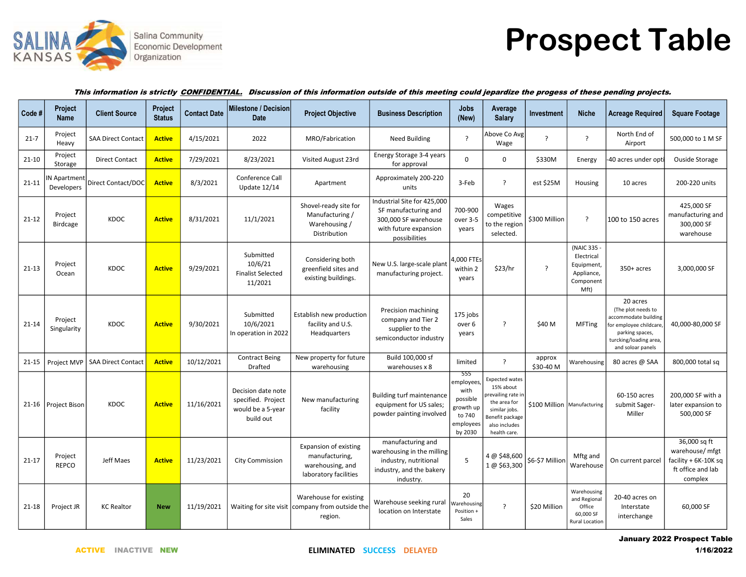Salina Community Economic Development Organization

# Prospect Table

***This information is strictly CONFIDENTIAL. Discussion of this information outside of this meeting could jepardize the progess of these pending projects.***

| Code # | Project Name | Client Source | Project Status | Contact Date | Milestone / Decision Date | Project Objective | Business Description | Jobs (New) | Average Salary | Investment | Niche | Acreage Required | Square Footage |
|---|---|---|---|---|---|---|---|---|---|---|---|---|---|
| 21-7 | Project Heavy | SAA Direct Contact | Active | 4/15/2021 | 2022 | MRO/Fabrication | Need Building | ? | Above Co Avg Wage | ? | ? | North End of Airport | 500,000 to 1 M SF |
| 21-10 | Project Storage | Direct Contact | Active | 7/29/2021 | 8/23/2021 | Visited August 23rd | Energy Storage 3-4 years for approval | 0 | 0 | $330M | Energy | -40 acres under opti | Ouside Storage |
| 21-11 | IN Apartment Developers | Direct Contact/DOC | Active | 8/3/2021 | Conference Call Update 12/14 | Apartment | Approximately 200-220 units | 3-Feb | ? | est $25M | Housing | 10 acres | 200-220 units |
| 21-12 | Project Birdcage | KDOC | Active | 8/31/2021 | 11/1/2021 | Shovel-ready site for Manufacturing / Warehousing / Distribution | Industrial Site for 425,000 SF manufacturing and 300,000 SF warehouse with future expansion possibilities | 700-900 over 3-5 years | Wages competitive to the region selected. | $300 Million | ? | 100 to 150 acres | 425,000 SF manufacturing and 300,000 SF warehouse |
| 21-13 | Project Ocean | KDOC | Active | 9/29/2021 | Submitted 10/6/21 Finalist Selected 11/2021 | Considering both greenfield sites and existing buildings. | New U.S. large-scale plant manufacturing project. | 4,000 FTEs within 2 years | $23/hr | ? | (NAIC 335 - Electrical Equipment, Appliance, Component Mft) | 350+ acres | 3,000,000 SF |
| 21-14 | Project Singularity | KDOC | Active | 9/30/2021 | Submitted 10/6/2021 In operation in 2022 | Establish new production facility and U.S. Headquarters | Precision machining company and Tier 2 supplier to the semiconductor industry | 175 jobs over 6 years | ? | $40 M | MFTing | 20 acres (The plot needs to accommodate building for employee childcare, parking spaces, turcking/loading area, and soloar panels | 40,000-80,000 SF |
| 21-15 | Project MVP | SAA Direct Contact | Active | 10/12/2021 | Contract Being Drafted | New property for future warehousing | Build 100,000 sf warehouses x 8 | limited | ? | approx $30-40 M | Warehousing | 80 acres @ SAA | 800,000 total sq |
| 21-16 | Project Bison | KDOC | Active | 11/16/2021 | Decision date note specified. Project would be a 5-year build out | New manufacturing facility | Building turf maintenance equipment for US sales; powder painting involved | 555 employees, with possible growth up to 740 employees by 2030 | Expected wates 15% about prevailing rate in the area for similar jobs. Benefit package also includes health care. | $100 Million | Manufacturing | 60-150 acres submit Sager-Miller | 200,000 SF with a later expansion to 500,000 SF |
| 21-17 | Project REPCO | Jeff Maes | Active | 11/23/2021 | City Commission | Expansion of existing manufacturing, warehousing, and laboratory facilities | manufacturing and warehousing in the milling industry, nutritional industry, and the bakery industry. | 5 | 4 @ $48,600 1 @ $63,300 | $6-$7 Million | Mftg and Warehouse | On current parcel | 36,000 sq ft warehouse/ mfgt facility + 6K-10K sq ft office and lab complex |
| 21-18 | Project JR | KC Realtor | New | 11/19/2021 | Waiting for site visit | Warehouse for existing company from outside the region. | Warehouse seeking rural location on Interstate | 20 Warehousing Position + Sales | ? | $20 Million | Warehousing and Regional Office 60,000 SF Rural Location | 20-40 acres on Interstate interchange | 60,000 SF |

ACTIVE INACTIVE NEW

ELIMINATED SUCCESS DELAYED

**January 2022 Prospect Table**

**1/16/2022**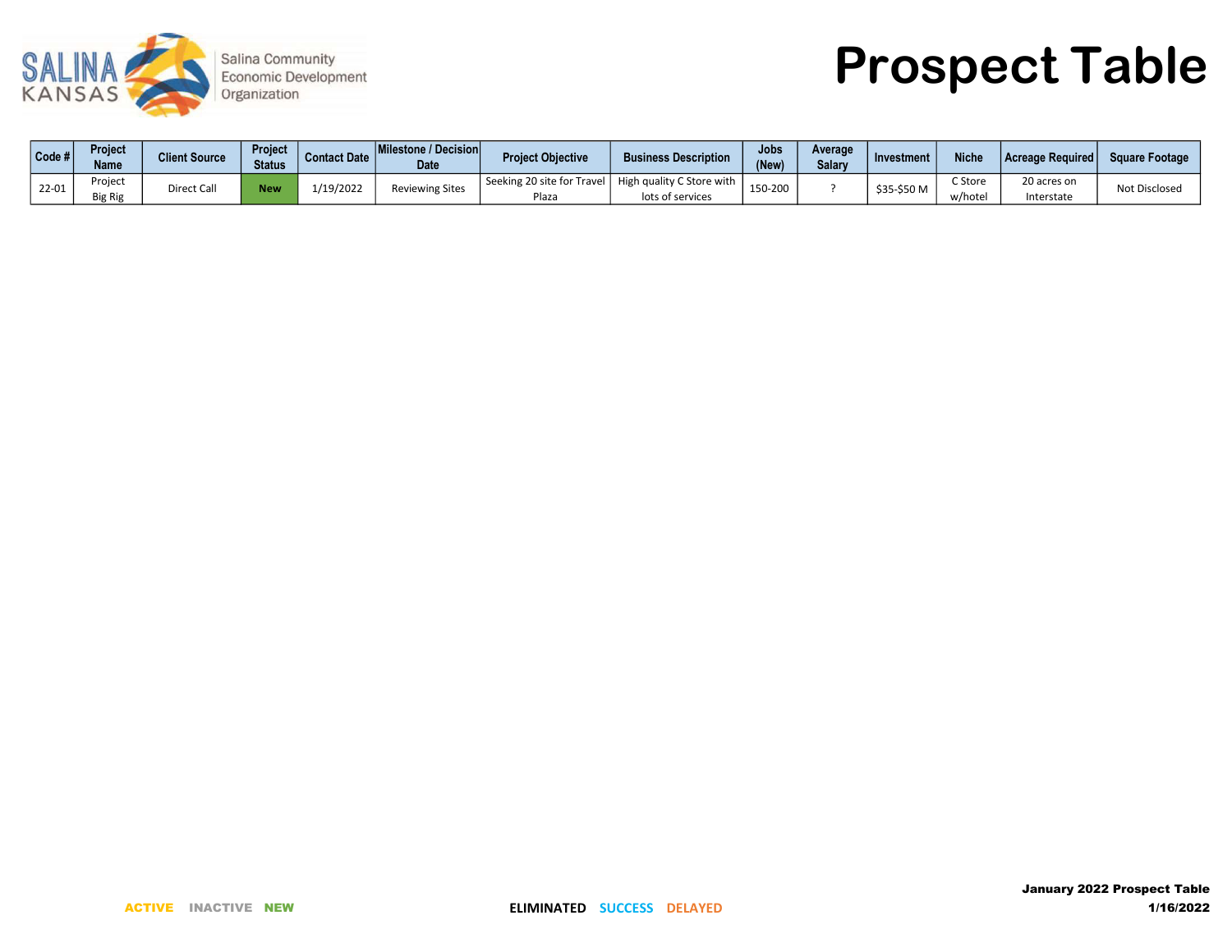Salina Community Economic Development Organization

# Prospect Table

| Code # | Project Name | Client Source | Project Status | Contact Date | Milestone / Decision Date | Project Objective | Business Description | Jobs (New) | Average Salary | Investment | Niche | Acreage Required | Square Footage |
|---|---|---|---|---|---|---|---|---|---|---|---|---|---|
| 22-01 | Project Big Rig | Direct Call | **New** | 1/19/2022 | Reviewing Sites | Seeking 20 site for Travel Plaza | High quality C Store with lots of services | 150-200 | ? | $35-$50 M | C Store w/hotel | 20 acres on Interstate | Not Disclosed |

ACTIVE INACTIVE NEW

ELIMINATED SUCCESS DELAYED

**January 2022 Prospect Table**
**1/16/2022**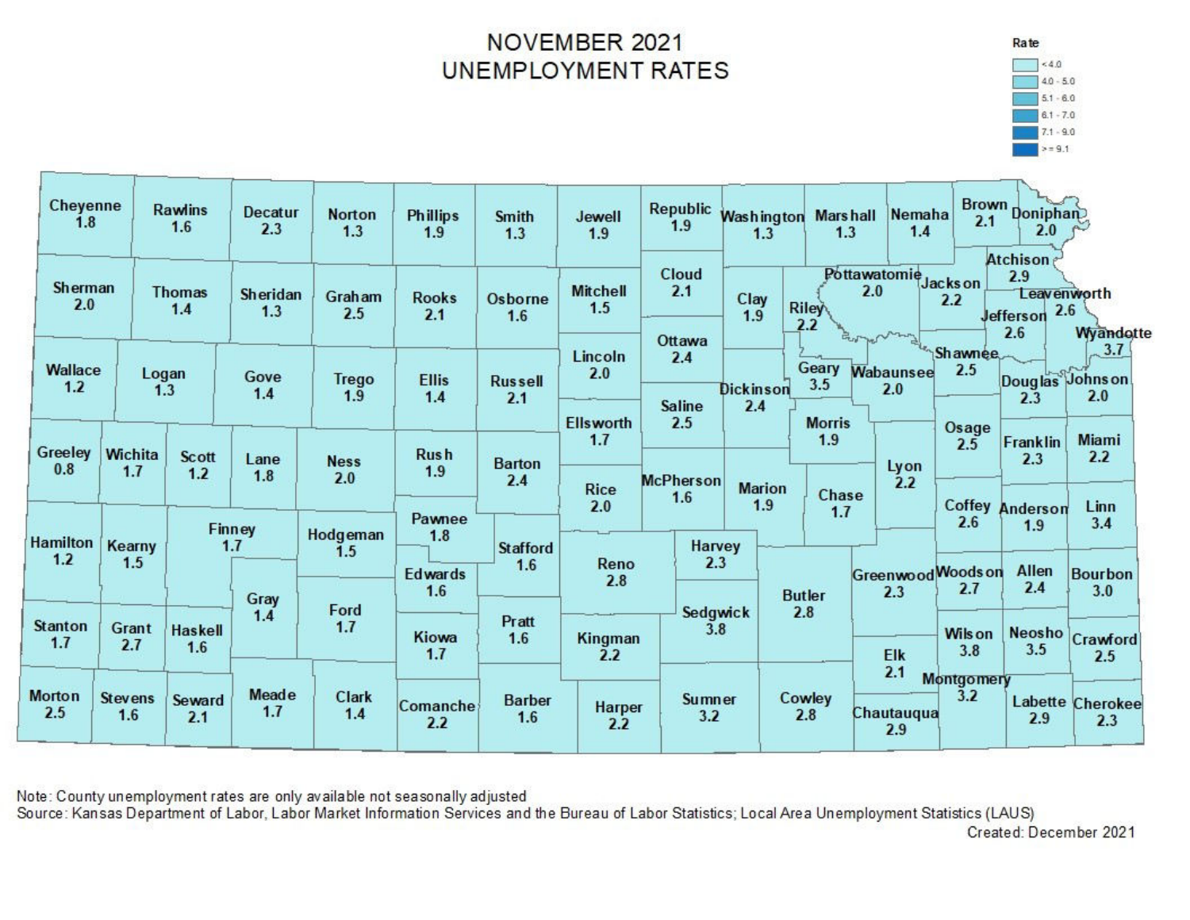# NOVEMBER 2021 UNEMPLOYMENT RATES

Rate

<4.0

4.0 - 5.0

5.1 - 6.0

6.1 - 7.0

7.1 - 9.0

>= 9.1

Cheyenne 1.8
Rawlins 1.6
Decatur 2.3
Norton 1.3
Phillips 1.9
Smith 1.3
Jewell 1.9
Republic 1.9
Washington 1.3
Marshall 1.3
Nemaha 1.4
Brown 2.1
Doniphan 2.0
Sherman 2.0
Thomas 1.4
Sheridan 1.3
Graham 2.5
Rooks 2.1
Osborne 1.6
Mitchell 1.5
Cloud 2.1
Clay 1.9
Riley 2.2
Pottawatomie 2.0
Jackson 2.2
Atchison 2.9
Leavenworth 2.6
Jefferson 2.6
Wyandotte 3.7
Wallace 1.2
Logan 1.3
Gove 1.4
Trego 1.9
Ellis 1.4
Russell 2.1
Lincoln 2.0
Ottawa 2.4
Geary 3.5
Wabaunsee 2.0
Shawnee 2.5
Douglas 2.3
Johnson 2.0
Dickinson 2.4
Saline 2.5
Ellsworth 1.7
Morris 1.9
Osage 2.5
Franklin 2.3
Miami 2.2
Greeley 0.8
Wichita 1.7
Scott 1.2
Lane 1.8
Ness 2.0
Rush 1.9
Barton 2.4
Lyon 2.2
Rice 2.0
McPherson 1.6
Marion 1.9
Chase 1.7
Coffey 2.6
Anderson 1.9
Linn 3.4
Pawnee 1.8
Hamilton 1.2
Kearny 1.5
Finney 1.7
Hodgeman 1.5
Stafford 1.6
Reno 2.8
Harvey 2.3
Greenwood 2.3
Woodson 2.7
Allen 2.4
Bourbon 3.0
Edwards 1.6
Gray 1.4
Butler 2.8
Sedgwick 3.8
Ford 1.7
Pratt 1.6
Stanton 1.7
Grant 2.7
Haskell 1.6
Kiowa 1.7
Kingman 2.2
Wilson 3.8
Neosho 3.5
Crawford 2.5
Elk 2.1
Montgomery 3.2
Morton 2.5
Stevens 1.6
Seward 2.1
Meade 1.7
Clark 1.4
Comanche 2.2
Barber 1.6
Harper 2.2
Sumner 3.2
Cowley 2.8
Chautauqua 2.9
Labette 2.9
Cherokee 2.3

Note: County unemployment rates are only available not seasonally adjusted

Source: Kansas Department of Labor, Labor Market Information Services and the Bureau of Labor Statistics; Local Area Unemployment Statistics (LAUS)

Created: December 2021